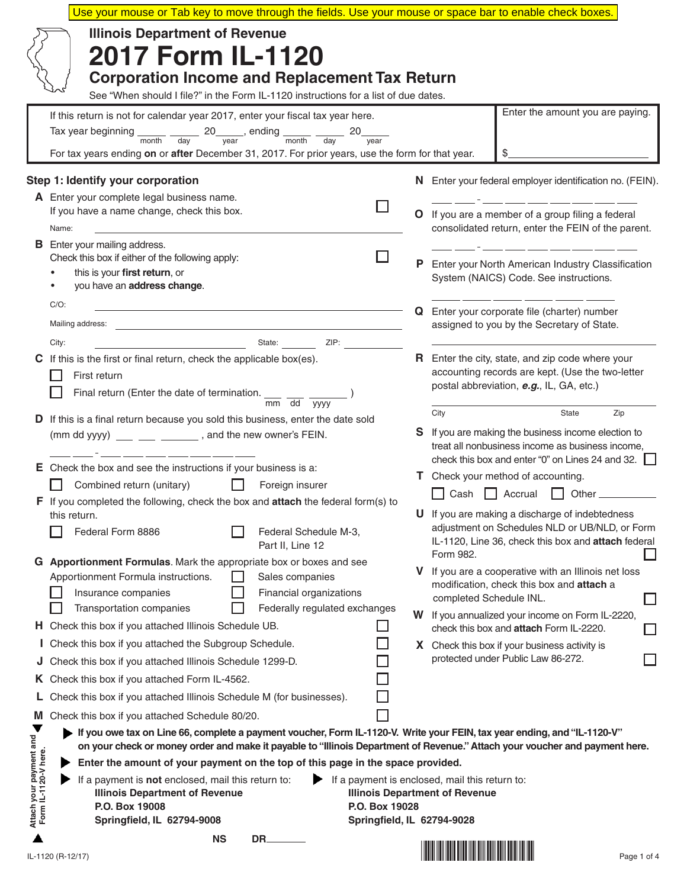Use your mouse or Tab key to move through the fields. Use your mouse or space bar to enable check boxes.

Illinois Department of Revenue

# 2017 Form IL-1120

## Corporation Income and Replacement Tax Return

See "When should I file?" in the Form IL-1120 instructions for a list of due dates.

If this return is not for calendar year 2017, enter your fiscal tax year here.

Tax year beginning ____ ____ 20____, ending ____ ____ 20____
(month day year, month day year)

For tax years ending **on** or **after** December 31, 2017. For prior years, use the form for that year.

Enter the amount you are paying. $____________

### Step 1: Identify your corporation

**A** Enter your complete legal business name. If you have a name change, check this box. ☐

Name: ____________

**B** Enter your mailing address. Check this box if either of the following apply: ☐

- this is your **first return**, or
- you have an **address change**.

C/O: ____________

Mailing address: ____________

City: ____________ State: ______ ZIP: ______

**C** If this is the first or final return, check the applicable box(es).

☐ First return

☐ Final return (Enter the date of termination. ___ ___ _____ ) (mm dd yyyy)

**D** If this is a final return because you sold this business, enter the date sold (mm dd yyyy) ___ ___ _____ , and the new owner's FEIN.

__ __ - __ __ __ __ __ __ __

**E** Check the box and see the instructions if your business is a:

☐ Combined return (unitary) ☐ Foreign insurer

**F** If you completed the following, check the box and **attach** the federal form(s) to this return.

☐ Federal Form 8886 ☐ Federal Schedule M-3, Part II, Line 12

**G** **Apportionment Formulas**. Mark the appropriate box or boxes and see Apportionment Formula instructions.

☐ Sales companies

☐ Insurance companies ☐ Financial organizations

☐ Transportation companies ☐ Federally regulated exchanges

**H** Check this box if you attached Illinois Schedule UB. ☐

**I** Check this box if you attached the Subgroup Schedule. ☐

**J** Check this box if you attached Illinois Schedule 1299-D. ☐

**K** Check this box if you attached Form IL-4562. ☐

**L** Check this box if you attached Illinois Schedule M (for businesses). ☐

**M** Check this box if you attached Schedule 80/20. ☐

**N** Enter your federal employer identification no. (FEIN).

__ __ - __ __ __ __ __ __ __

**O** If you are a member of a group filing a federal consolidated return, enter the FEIN of the parent.

__ __ - __ __ __ __ __ __ __

**P** Enter your North American Industry Classification System (NAICS) Code. See instructions.

__ __ __ __ __ __

**Q** Enter your corporate file (charter) number assigned to you by the Secretary of State.

____________

**R** Enter the city, state, and zip code where your accounting records are kept. (Use the two-letter postal abbreviation, ***e.g.***, IL, GA, etc.)

City ______ State ______ Zip ______

**S** If you are making the business income election to treat all nonbusiness income as business income, check this box and enter "0" on Lines 24 and 32. ☐

**T** Check your method of accounting.

☐ Cash ☐ Accrual ☐ Other ______

**U** If you are making a discharge of indebtedness adjustment on Schedules NLD or UB/NLD, or Form IL-1120, Line 36, check this box and **attach** federal Form 982. ☐

**V** If you are a cooperative with an Illinois net loss modification, check this box and **attach** a completed Schedule INL. ☐

**W** If you annualized your income on Form IL-2220, check this box and **attach** Form IL-2220. ☐

**X** Check this box if your business activity is protected under Public Law 86-272. ☐

Attach your payment and Form IL-1120-V here.

**If you owe tax on Line 66, complete a payment voucher, Form IL-1120-V. Write your FEIN, tax year ending, and "IL-1120-V" on your check or money order and make it payable to "Illinois Department of Revenue." Attach your voucher and payment here.**

**Enter the amount of your payment on the top of this page in the space provided.**

If a payment is **not** enclosed, mail this return to:
**Illinois Department of Revenue**
**P.O. Box 19008**
**Springfield, IL 62794-9008**

If a payment is enclosed, mail this return to:
**Illinois Department of Revenue**
**P.O. Box 19028**
**Springfield, IL 62794-9028**

NS DR______

IL-1120 (R-12/17)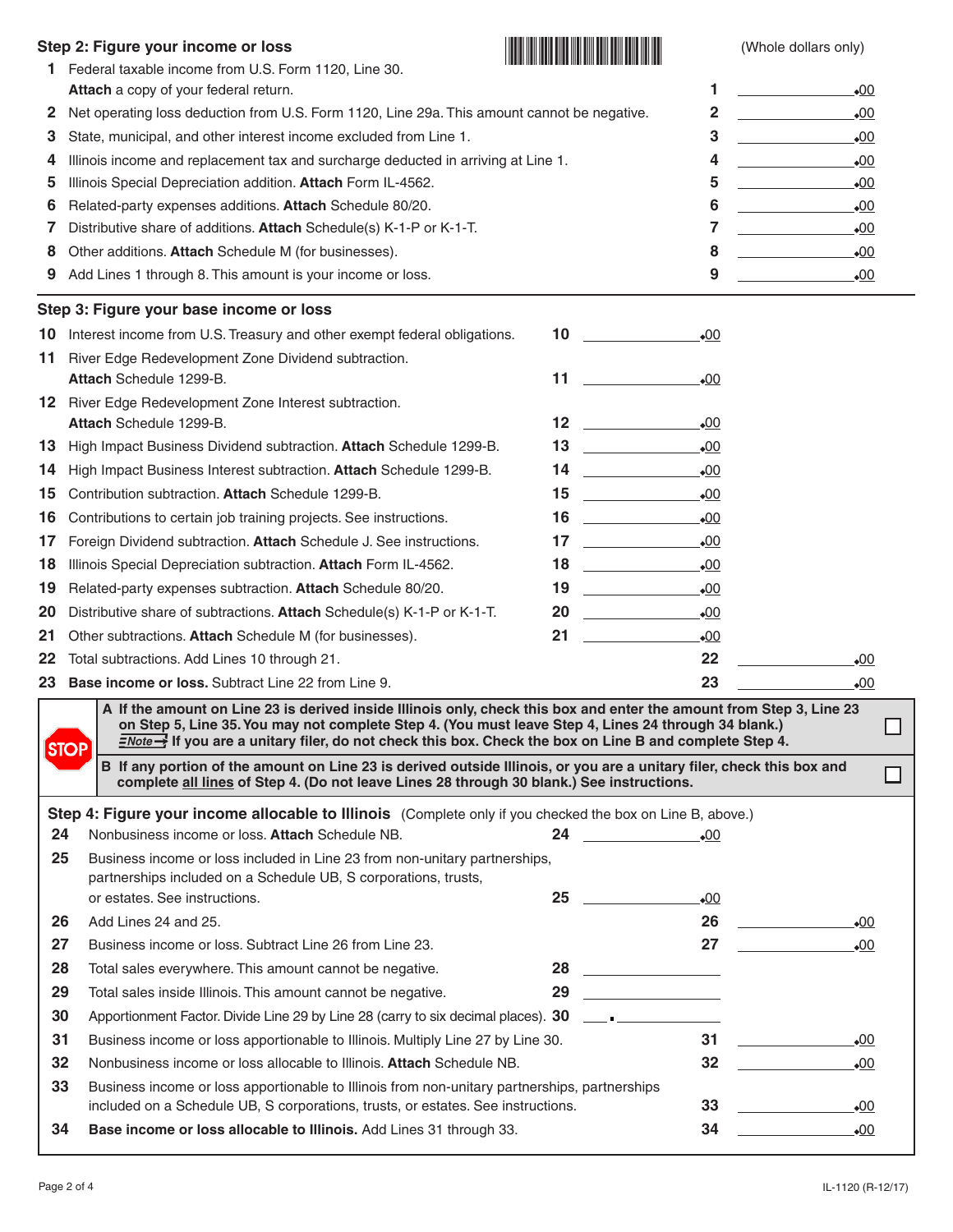## Step 2: Figure your income or loss

(Whole dollars only)

| | | | |
|---|---|---|---|
| 1 | Federal taxable income from U.S. Form 1120, Line 30. **Attach** a copy of your federal return. | 1 | .00 |
| 2 | Net operating loss deduction from U.S. Form 1120, Line 29a. This amount cannot be negative. | 2 | .00 |
| 3 | State, municipal, and other interest income excluded from Line 1. | 3 | .00 |
| 4 | Illinois income and replacement tax and surcharge deducted in arriving at Line 1. | 4 | .00 |
| 5 | Illinois Special Depreciation addition. **Attach** Form IL-4562. | 5 | .00 |
| 6 | Related-party expenses additions. **Attach** Schedule 80/20. | 6 | .00 |
| 7 | Distributive share of additions. **Attach** Schedule(s) K-1-P or K-1-T. | 7 | .00 |
| 8 | Other additions. **Attach** Schedule M (for businesses). | 8 | .00 |
| 9 | Add Lines 1 through 8. This amount is your income or loss. | 9 | .00 |

## Step 3: Figure your base income or loss

| | | | | | |
|---|---|---|---|---|---|
| 10 | Interest income from U.S. Treasury and other exempt federal obligations. | 10 | .00 | | |
| 11 | River Edge Redevelopment Zone Dividend subtraction. **Attach** Schedule 1299-B. | 11 | .00 | | |
| 12 | River Edge Redevelopment Zone Interest subtraction. **Attach** Schedule 1299-B. | 12 | .00 | | |
| 13 | High Impact Business Dividend subtraction. **Attach** Schedule 1299-B. | 13 | .00 | | |
| 14 | High Impact Business Interest subtraction. **Attach** Schedule 1299-B. | 14 | .00 | | |
| 15 | Contribution subtraction. **Attach** Schedule 1299-B. | 15 | .00 | | |
| 16 | Contributions to certain job training projects. See instructions. | 16 | .00 | | |
| 17 | Foreign Dividend subtraction. **Attach** Schedule J. See instructions. | 17 | .00 | | |
| 18 | Illinois Special Depreciation subtraction. **Attach** Form IL-4562. | 18 | .00 | | |
| 19 | Related-party expenses subtraction. **Attach** Schedule 80/20. | 19 | .00 | | |
| 20 | Distributive share of subtractions. **Attach** Schedule(s) K-1-P or K-1-T. | 20 | .00 | | |
| 21 | Other subtractions. **Attach** Schedule M (for businesses). | 21 | .00 | | |
| 22 | Total subtractions. Add Lines 10 through 21. | | | 22 | .00 |
| 23 | **Base income or loss.** Subtract Line 22 from Line 9. | | | 23 | .00 |

**STOP**

**A If the amount on Line 23 is derived inside Illinois only, check this box and enter the amount from Step 3, Line 23 on Step 5, Line 35. You may not complete Step 4. (You must leave Step 4, Lines 24 through 34 blank.)** ☐

***Note*** **If you are a unitary filer, do not check this box. Check the box on Line B and complete Step 4.**

**B If any portion of the amount on Line 23 is derived outside Illinois, or you are a unitary filer, check this box and complete all lines of Step 4. (Do not leave Lines 28 through 30 blank.) See instructions.** ☐

## Step 4: Figure your income allocable to Illinois (Complete only if you checked the box on Line B, above.)

| | | | | | |
|---|---|---|---|---|---|
| 24 | Nonbusiness income or loss. **Attach** Schedule NB. | 24 | .00 | | |
| 25 | Business income or loss included in Line 23 from non-unitary partnerships, partnerships included on a Schedule UB, S corporations, trusts, or estates. See instructions. | 25 | .00 | | |
| 26 | Add Lines 24 and 25. | | | 26 | .00 |
| 27 | Business income or loss. Subtract Line 26 from Line 23. | | | 27 | .00 |
| 28 | Total sales everywhere. This amount cannot be negative. | 28 | | | |
| 29 | Total sales inside Illinois. This amount cannot be negative. | 29 | | | |
| 30 | Apportionment Factor. Divide Line 29 by Line 28 (carry to six decimal places). | 30 | ___ . ______ | | |
| 31 | Business income or loss apportionable to Illinois. Multiply Line 27 by Line 30. | | | 31 | .00 |
| 32 | Nonbusiness income or loss allocable to Illinois. **Attach** Schedule NB. | | | 32 | .00 |
| 33 | Business income or loss apportionable to Illinois from non-unitary partnerships, partnerships included on a Schedule UB, S corporations, trusts, or estates. See instructions. | | | 33 | .00 |
| 34 | **Base income or loss allocable to Illinois.** Add Lines 31 through 33. | | | 34 | .00 |

IL-1120 (R-12/17)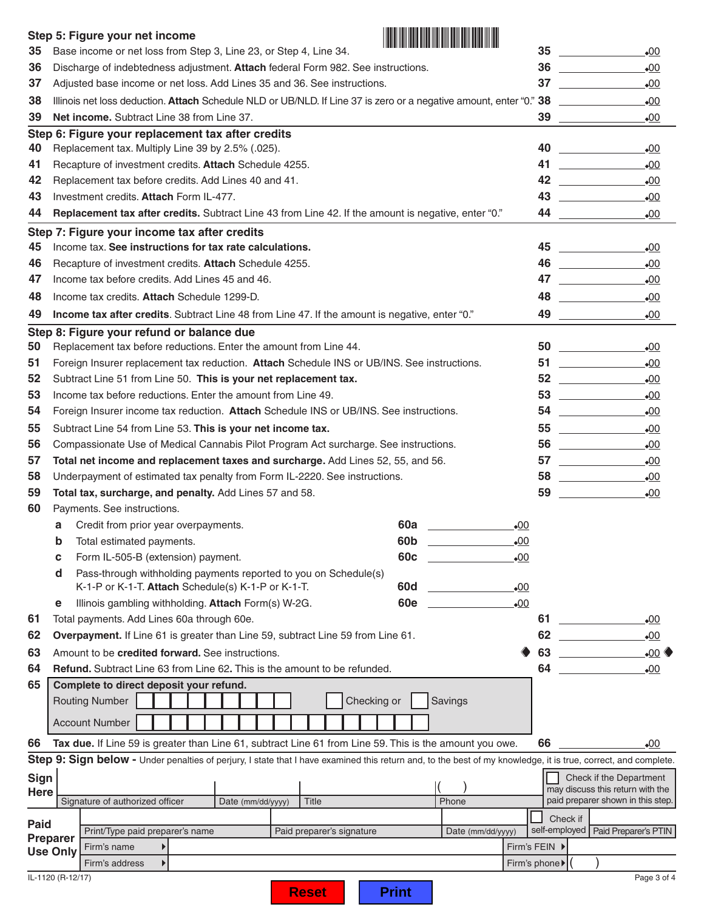## Step 5: Figure your net income

| | | | |
|---|---|---|---|
| 35 | Base income or net loss from Step 3, Line 23, or Step 4, Line 34. | 35 | .00 |
| 36 | Discharge of indebtedness adjustment. **Attach** federal Form 982. See instructions. | 36 | .00 |
| 37 | Adjusted base income or net loss. Add Lines 35 and 36. See instructions. | 37 | .00 |
| 38 | Illinois net loss deduction. **Attach** Schedule NLD or UB/NLD. If Line 37 is zero or a negative amount, enter "0." | 38 | .00 |
| 39 | **Net income.** Subtract Line 38 from Line 37. | 39 | .00 |

## Step 6: Figure your replacement tax after credits

| | | | |
|---|---|---|---|
| 40 | Replacement tax. Multiply Line 39 by 2.5% (.025). | 40 | .00 |
| 41 | Recapture of investment credits. **Attach** Schedule 4255. | 41 | .00 |
| 42 | Replacement tax before credits. Add Lines 40 and 41. | 42 | .00 |
| 43 | Investment credits. **Attach** Form IL-477. | 43 | .00 |
| 44 | **Replacement tax after credits.** Subtract Line 43 from Line 42. If the amount is negative, enter "0." | 44 | .00 |

## Step 7: Figure your income tax after credits

| | | | |
|---|---|---|---|
| 45 | Income tax. **See instructions for tax rate calculations.** | 45 | .00 |
| 46 | Recapture of investment credits. **Attach** Schedule 4255. | 46 | .00 |
| 47 | Income tax before credits. Add Lines 45 and 46. | 47 | .00 |
| 48 | Income tax credits. **Attach** Schedule 1299-D. | 48 | .00 |
| 49 | **Income tax after credits**. Subtract Line 48 from Line 47. If the amount is negative, enter "0." | 49 | .00 |

## Step 8: Figure your refund or balance due

| | | | |
|---|---|---|---|
| 50 | Replacement tax before reductions. Enter the amount from Line 44. | 50 | .00 |
| 51 | Foreign Insurer replacement tax reduction. **Attach** Schedule INS or UB/INS. See instructions. | 51 | .00 |
| 52 | Subtract Line 51 from Line 50. **This is your net replacement tax.** | 52 | .00 |
| 53 | Income tax before reductions. Enter the amount from Line 49. | 53 | .00 |
| 54 | Foreign Insurer income tax reduction. **Attach** Schedule INS or UB/INS. See instructions. | 54 | .00 |
| 55 | Subtract Line 54 from Line 53. **This is your net income tax.** | 55 | .00 |
| 56 | Compassionate Use of Medical Cannabis Pilot Program Act surcharge. See instructions. | 56 | .00 |
| 57 | **Total net income and replacement taxes and surcharge.** Add Lines 52, 55, and 56. | 57 | .00 |
| 58 | Underpayment of estimated tax penalty from Form IL-2220. See instructions. | 58 | .00 |
| 59 | **Total tax, surcharge, and penalty.** Add Lines 57 and 58. | 59 | .00 |

60 Payments. See instructions.

| | | | |
|---|---|---|---|
| a | Credit from prior year overpayments. | 60a | .00 |
| b | Total estimated payments. | 60b | .00 |
| c | Form IL-505-B (extension) payment. | 60c | .00 |
| d | Pass-through withholding payments reported to you on Schedule(s) K-1-P or K-1-T. **Attach** Schedule(s) K-1-P or K-1-T. | 60d | .00 |
| e | Illinois gambling withholding. **Attach** Form(s) W-2G. | 60e | .00 |

| | | | |
|---|---|---|---|
| 61 | Total payments. Add Lines 60a through 60e. | 61 | .00 |
| 62 | **Overpayment.** If Line 61 is greater than Line 59, subtract Line 59 from Line 61. | 62 | .00 |
| 63 | Amount to be **credited forward.** See instructions. | 63 | .00 |
| 64 | **Refund.** Subtract Line 63 from Line 62. This is the amount to be refunded. | 64 | .00 |

65 **Complete to direct deposit your refund.**

Routing Number ☐☐☐☐☐☐☐☐☐  ☐ Checking or ☐ Savings

Account Number ☐☐☐☐☐☐☐☐☐☐☐☐☐☐☐☐☐

| | | | |
|---|---|---|---|
| 66 | **Tax due.** If Line 59 is greater than Line 61, subtract Line 61 from Line 59. This is the amount you owe. | 66 | .00 |

## Step 9: Sign below

Under penalties of perjury, I state that I have examined this return and, to the best of my knowledge, it is true, correct, and complete.

**Sign Here**

| Signature of authorized officer | Date (mm/dd/yyyy) | Title | Phone ( ) | ☐ Check if the Department may discuss this return with the paid preparer shown in this step. |
|---|---|---|---|---|

**Paid Preparer Use Only**

| Print/Type paid preparer's name | Paid preparer's signature | Date (mm/dd/yyyy) | ☐ Check if self-employed | Paid Preparer's PTIN |
|---|---|---|---|---|
| Firm's name ▸ | | | Firm's FEIN ▸ | |
| Firm's address ▸ | | | Firm's phone ▸ ( ) | |

IL-1120 (R-12/17)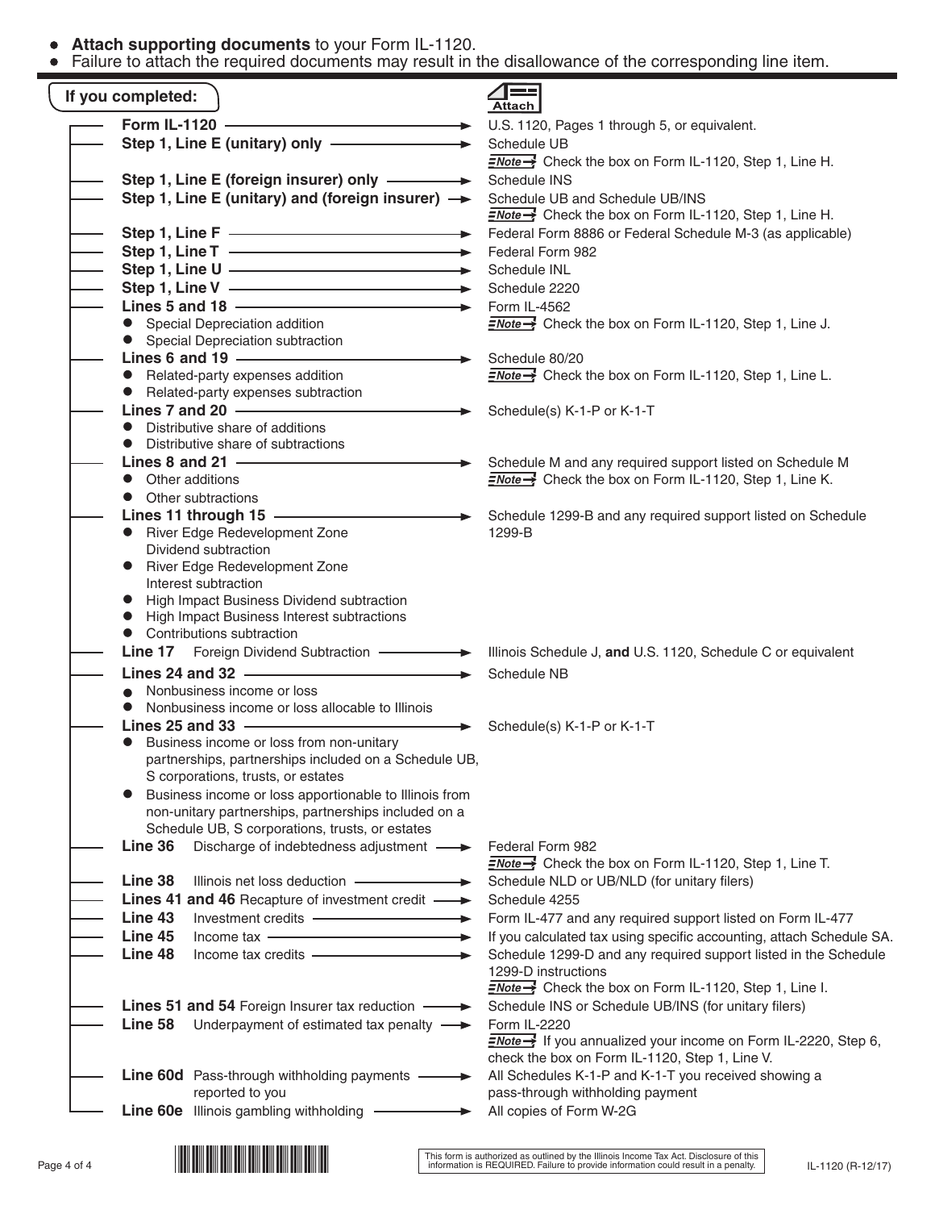- **Attach supporting documents** to your Form IL-1120.
- Failure to attach the required documents may result in the disallowance of the corresponding line item.

| If you completed: | Attach |
|---|---|
| **Form IL-1120** | U.S. 1120, Pages 1 through 5, or equivalent. |
| **Step 1, Line E (unitary) only** | Schedule UB<br>Note → Check the box on Form IL-1120, Step 1, Line H. |
| **Step 1, Line E (foreign insurer) only** | Schedule INS |
| **Step 1, Line E (unitary) and (foreign insurer)** | Schedule UB and Schedule UB/INS<br>Note → Check the box on Form IL-1120, Step 1, Line H. |
| **Step 1, Line F** | Federal Form 8886 or Federal Schedule M-3 (as applicable) |
| **Step 1, Line T** | Federal Form 982 |
| **Step 1, Line U** | Schedule INL |
| **Step 1, Line V** | Schedule 2220 |
| **Lines 5 and 18**<br>• Special Depreciation addition<br>• Special Depreciation subtraction | Form IL-4562<br>Note → Check the box on Form IL-1120, Step 1, Line J. |
| **Lines 6 and 19**<br>• Related-party expenses addition<br>• Related-party expenses subtraction | Schedule 80/20<br>Note → Check the box on Form IL-1120, Step 1, Line L. |
| **Lines 7 and 20**<br>• Distributive share of additions<br>• Distributive share of subtractions | Schedule(s) K-1-P or K-1-T |
| **Lines 8 and 21**<br>• Other additions<br>• Other subtractions | Schedule M and any required support listed on Schedule M<br>Note → Check the box on Form IL-1120, Step 1, Line K. |
| **Lines 11 through 15**<br>• River Edge Redevelopment Zone Dividend subtraction<br>• River Edge Redevelopment Zone Interest subtraction<br>• High Impact Business Dividend subtraction<br>• High Impact Business Interest subtractions<br>• Contributions subtraction | Schedule 1299-B and any required support listed on Schedule 1299-B |
| **Line 17** Foreign Dividend Subtraction | Illinois Schedule J, **and** U.S. 1120, Schedule C or equivalent |
| **Lines 24 and 32**<br>• Nonbusiness income or loss<br>• Nonbusiness income or loss allocable to Illinois | Schedule NB |
| **Lines 25 and 33**<br>• Business income or loss from non-unitary partnerships, partnerships included on a Schedule UB, S corporations, trusts, or estates<br>• Business income or loss apportionable to Illinois from non-unitary partnerships, partnerships included on a Schedule UB, S corporations, trusts, or estates | Schedule(s) K-1-P or K-1-T |
| **Line 36** Discharge of indebtedness adjustment | Federal Form 982<br>Note → Check the box on Form IL-1120, Step 1, Line T. |
| **Line 38** Illinois net loss deduction | Schedule NLD or UB/NLD (for unitary filers) |
| **Lines 41 and 46** Recapture of investment credit | Schedule 4255 |
| **Line 43** Investment credits | Form IL-477 and any required support listed on Form IL-477 |
| **Line 45** Income tax | If you calculated tax using specific accounting, attach Schedule SA. |
| **Line 48** Income tax credits | Schedule 1299-D and any required support listed in the Schedule 1299-D instructions<br>Note → Check the box on Form IL-1120, Step 1, Line I. |
| **Lines 51 and 54** Foreign Insurer tax reduction | Schedule INS or Schedule UB/INS (for unitary filers) |
| **Line 58** Underpayment of estimated tax penalty | Form IL-2220<br>Note → If you annualized your income on Form IL-2220, Step 6, check the box on Form IL-1120, Step 1, Line V. |
| **Line 60d** Pass-through withholding payments reported to you | All Schedules K-1-P and K-1-T you received showing a pass-through withholding payment |
| **Line 60e** Illinois gambling withholding | All copies of Form W-2G |

This form is authorized as outlined by the Illinois Income Tax Act. Disclosure of this information is REQUIRED. Failure to provide information could result in a penalty.

IL-1120 (R-12/17)